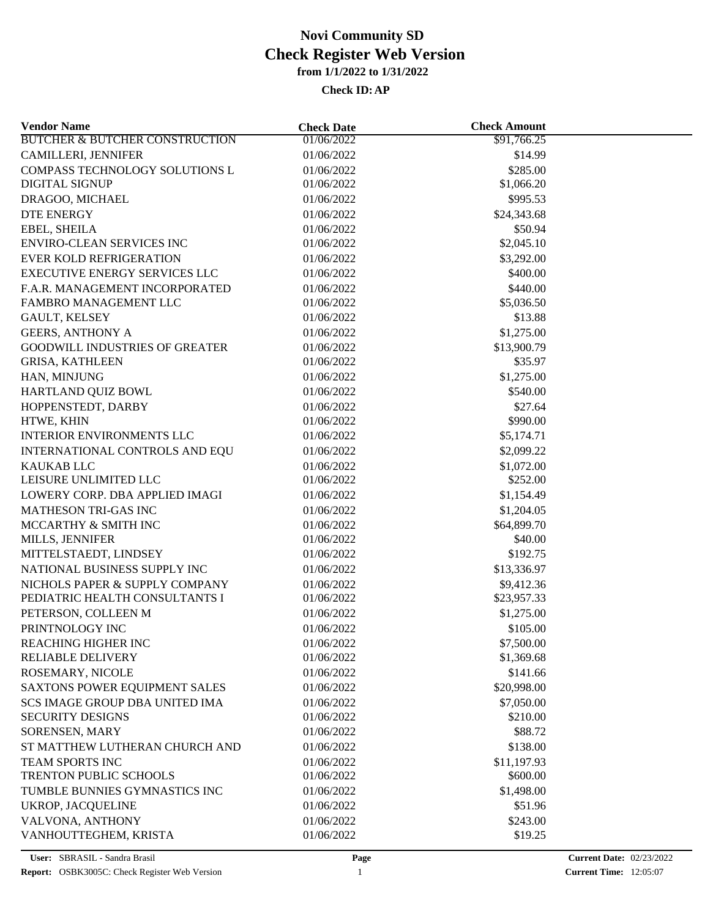# Novi Community SD
# Check Register Web Version
### from 1/1/2022 to 1/31/2022
### Check ID: AP

| Vendor Name | Check Date | Check Amount |
|---|---|---|
| BUTCHER & BUTCHER CONSTRUCTION | 01/06/2022 | $91,766.25 |
| CAMILLERI, JENNIFER | 01/06/2022 | $14.99 |
| COMPASS TECHNOLOGY SOLUTIONS L | 01/06/2022 | $285.00 |
| DIGITAL SIGNUP | 01/06/2022 | $1,066.20 |
| DRAGOO, MICHAEL | 01/06/2022 | $995.53 |
| DTE ENERGY | 01/06/2022 | $24,343.68 |
| EBEL, SHEILA | 01/06/2022 | $50.94 |
| ENVIRO-CLEAN SERVICES INC | 01/06/2022 | $2,045.10 |
| EVER KOLD REFRIGERATION | 01/06/2022 | $3,292.00 |
| EXECUTIVE ENERGY SERVICES LLC | 01/06/2022 | $400.00 |
| F.A.R. MANAGEMENT INCORPORATED | 01/06/2022 | $440.00 |
| FAMBRO MANAGEMENT LLC | 01/06/2022 | $5,036.50 |
| GAULT, KELSEY | 01/06/2022 | $13.88 |
| GEERS, ANTHONY A | 01/06/2022 | $1,275.00 |
| GOODWILL INDUSTRIES OF GREATER | 01/06/2022 | $13,900.79 |
| GRISA, KATHLEEN | 01/06/2022 | $35.97 |
| HAN, MINJUNG | 01/06/2022 | $1,275.00 |
| HARTLAND QUIZ BOWL | 01/06/2022 | $540.00 |
| HOPPENSTEDT, DARBY | 01/06/2022 | $27.64 |
| HTWE, KHIN | 01/06/2022 | $990.00 |
| INTERIOR ENVIRONMENTS LLC | 01/06/2022 | $5,174.71 |
| INTERNATIONAL CONTROLS AND EQU | 01/06/2022 | $2,099.22 |
| KAUKAB LLC | 01/06/2022 | $1,072.00 |
| LEISURE UNLIMITED LLC | 01/06/2022 | $252.00 |
| LOWERY CORP. DBA APPLIED IMAGI | 01/06/2022 | $1,154.49 |
| MATHESON TRI-GAS INC | 01/06/2022 | $1,204.05 |
| MCCARTHY & SMITH INC | 01/06/2022 | $64,899.70 |
| MILLS, JENNIFER | 01/06/2022 | $40.00 |
| MITTELSTAEDT, LINDSEY | 01/06/2022 | $192.75 |
| NATIONAL BUSINESS SUPPLY INC | 01/06/2022 | $13,336.97 |
| NICHOLS PAPER & SUPPLY COMPANY | 01/06/2022 | $9,412.36 |
| PEDIATRIC HEALTH CONSULTANTS I | 01/06/2022 | $23,957.33 |
| PETERSON, COLLEEN M | 01/06/2022 | $1,275.00 |
| PRINTNOLOGY INC | 01/06/2022 | $105.00 |
| REACHING HIGHER INC | 01/06/2022 | $7,500.00 |
| RELIABLE DELIVERY | 01/06/2022 | $1,369.68 |
| ROSEMARY, NICOLE | 01/06/2022 | $141.66 |
| SAXTONS POWER EQUIPMENT SALES | 01/06/2022 | $20,998.00 |
| SCS IMAGE GROUP DBA UNITED IMA | 01/06/2022 | $7,050.00 |
| SECURITY DESIGNS | 01/06/2022 | $210.00 |
| SORENSEN, MARY | 01/06/2022 | $88.72 |
| ST MATTHEW LUTHERAN CHURCH AND | 01/06/2022 | $138.00 |
| TEAM SPORTS INC | 01/06/2022 | $11,197.93 |
| TRENTON PUBLIC SCHOOLS | 01/06/2022 | $600.00 |
| TUMBLE BUNNIES GYMNASTICS INC | 01/06/2022 | $1,498.00 |
| UKROP, JACQUELINE | 01/06/2022 | $51.96 |
| VALVONA, ANTHONY | 01/06/2022 | $243.00 |
| VANHOUTTEGHEM, KRISTA | 01/06/2022 | $19.25 |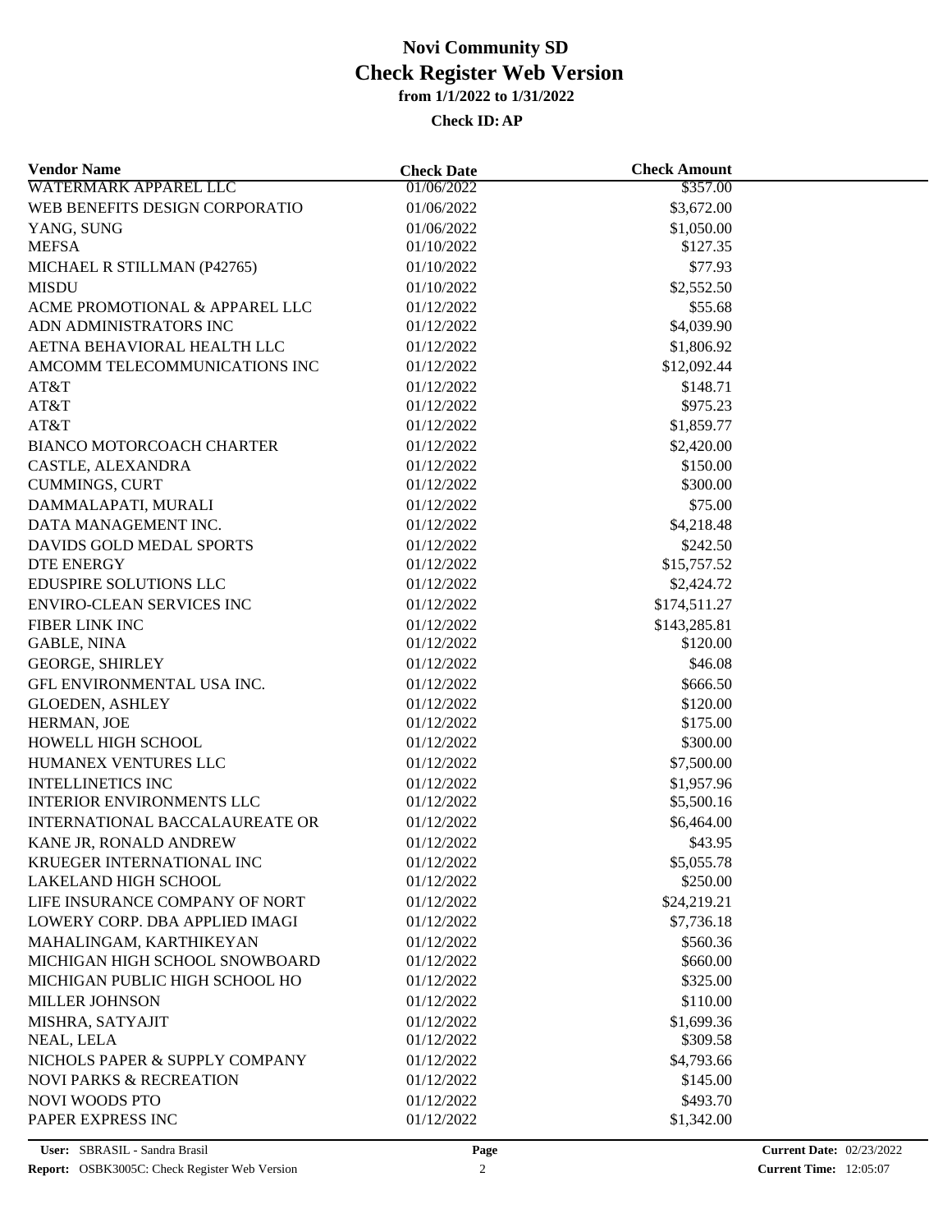# Novi Community SD
## Check Register Web Version
**from 1/1/2022 to 1/31/2022**

**Check ID: AP**

| Vendor Name | Check Date | Check Amount |
|---|---|---|
| WATERMARK APPAREL LLC | 01/06/2022 | $357.00 |
| WEB BENEFITS DESIGN CORPORATIO | 01/06/2022 | $3,672.00 |
| YANG, SUNG | 01/06/2022 | $1,050.00 |
| MEFSA | 01/10/2022 | $127.35 |
| MICHAEL R STILLMAN (P42765) | 01/10/2022 | $77.93 |
| MISDU | 01/10/2022 | $2,552.50 |
| ACME PROMOTIONAL & APPAREL LLC | 01/12/2022 | $55.68 |
| ADN ADMINISTRATORS INC | 01/12/2022 | $4,039.90 |
| AETNA BEHAVIORAL HEALTH LLC | 01/12/2022 | $1,806.92 |
| AMCOMM TELECOMMUNICATIONS INC | 01/12/2022 | $12,092.44 |
| AT&T | 01/12/2022 | $148.71 |
| AT&T | 01/12/2022 | $975.23 |
| AT&T | 01/12/2022 | $1,859.77 |
| BIANCO MOTORCOACH CHARTER | 01/12/2022 | $2,420.00 |
| CASTLE, ALEXANDRA | 01/12/2022 | $150.00 |
| CUMMINGS, CURT | 01/12/2022 | $300.00 |
| DAMMALAPATI, MURALI | 01/12/2022 | $75.00 |
| DATA MANAGEMENT INC. | 01/12/2022 | $4,218.48 |
| DAVIDS GOLD MEDAL SPORTS | 01/12/2022 | $242.50 |
| DTE ENERGY | 01/12/2022 | $15,757.52 |
| EDUSPIRE SOLUTIONS LLC | 01/12/2022 | $2,424.72 |
| ENVIRO-CLEAN SERVICES INC | 01/12/2022 | $174,511.27 |
| FIBER LINK INC | 01/12/2022 | $143,285.81 |
| GABLE, NINA | 01/12/2022 | $120.00 |
| GEORGE, SHIRLEY | 01/12/2022 | $46.08 |
| GFL ENVIRONMENTAL USA INC. | 01/12/2022 | $666.50 |
| GLOEDEN, ASHLEY | 01/12/2022 | $120.00 |
| HERMAN, JOE | 01/12/2022 | $175.00 |
| HOWELL HIGH SCHOOL | 01/12/2022 | $300.00 |
| HUMANEX VENTURES LLC | 01/12/2022 | $7,500.00 |
| INTELLINETICS INC | 01/12/2022 | $1,957.96 |
| INTERIOR ENVIRONMENTS LLC | 01/12/2022 | $5,500.16 |
| INTERNATIONAL BACCALAUREATE OR | 01/12/2022 | $6,464.00 |
| KANE JR, RONALD ANDREW | 01/12/2022 | $43.95 |
| KRUEGER INTERNATIONAL INC | 01/12/2022 | $5,055.78 |
| LAKELAND HIGH SCHOOL | 01/12/2022 | $250.00 |
| LIFE INSURANCE COMPANY OF NORT | 01/12/2022 | $24,219.21 |
| LOWERY CORP. DBA APPLIED IMAGI | 01/12/2022 | $7,736.18 |
| MAHALINGAM, KARTHIKEYAN | 01/12/2022 | $560.36 |
| MICHIGAN HIGH SCHOOL SNOWBOARD | 01/12/2022 | $660.00 |
| MICHIGAN PUBLIC HIGH SCHOOL HO | 01/12/2022 | $325.00 |
| MILLER JOHNSON | 01/12/2022 | $110.00 |
| MISHRA, SATYAJIT | 01/12/2022 | $1,699.36 |
| NEAL, LELA | 01/12/2022 | $309.58 |
| NICHOLS PAPER & SUPPLY COMPANY | 01/12/2022 | $4,793.66 |
| NOVI PARKS & RECREATION | 01/12/2022 | $145.00 |
| NOVI WOODS PTO | 01/12/2022 | $493.70 |
| PAPER EXPRESS INC | 01/12/2022 | $1,342.00 |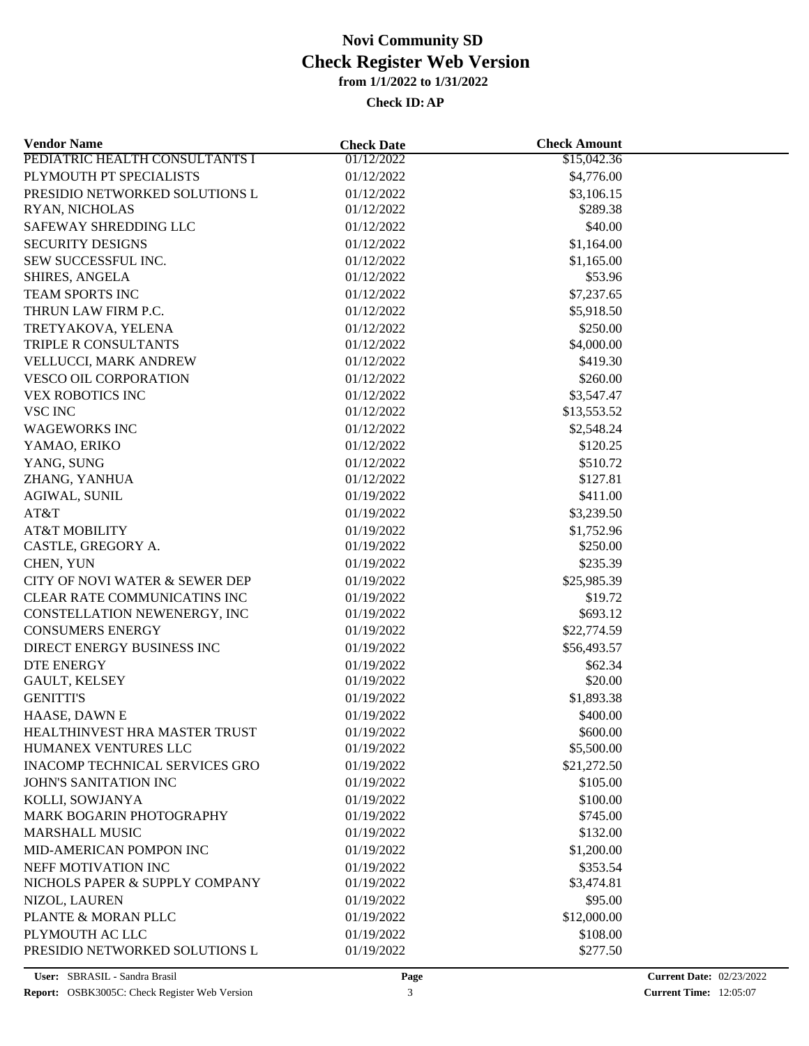# Novi Community SD
# Check Register Web Version
### from 1/1/2022 to 1/31/2022
### Check ID: AP

| Vendor Name | Check Date | Check Amount |
|---|---|---|
| PEDIATRIC HEALTH CONSULTANTS I | 01/12/2022 | $15,042.36 |
| PLYMOUTH PT SPECIALISTS | 01/12/2022 | $4,776.00 |
| PRESIDIO NETWORKED SOLUTIONS L | 01/12/2022 | $3,106.15 |
| RYAN, NICHOLAS | 01/12/2022 | $289.38 |
| SAFEWAY SHREDDING LLC | 01/12/2022 | $40.00 |
| SECURITY DESIGNS | 01/12/2022 | $1,164.00 |
| SEW SUCCESSFUL INC. | 01/12/2022 | $1,165.00 |
| SHIRES, ANGELA | 01/12/2022 | $53.96 |
| TEAM SPORTS INC | 01/12/2022 | $7,237.65 |
| THRUN LAW FIRM P.C. | 01/12/2022 | $5,918.50 |
| TRETYAKOVA, YELENA | 01/12/2022 | $250.00 |
| TRIPLE R CONSULTANTS | 01/12/2022 | $4,000.00 |
| VELLUCCI, MARK ANDREW | 01/12/2022 | $419.30 |
| VESCO OIL CORPORATION | 01/12/2022 | $260.00 |
| VEX ROBOTICS INC | 01/12/2022 | $3,547.47 |
| VSC INC | 01/12/2022 | $13,553.52 |
| WAGEWORKS INC | 01/12/2022 | $2,548.24 |
| YAMAO, ERIKO | 01/12/2022 | $120.25 |
| YANG, SUNG | 01/12/2022 | $510.72 |
| ZHANG, YANHUA | 01/12/2022 | $127.81 |
| AGIWAL, SUNIL | 01/19/2022 | $411.00 |
| AT&T | 01/19/2022 | $3,239.50 |
| AT&T MOBILITY | 01/19/2022 | $1,752.96 |
| CASTLE, GREGORY A. | 01/19/2022 | $250.00 |
| CHEN, YUN | 01/19/2022 | $235.39 |
| CITY OF NOVI WATER & SEWER DEP | 01/19/2022 | $25,985.39 |
| CLEAR RATE COMMUNICATINS INC | 01/19/2022 | $19.72 |
| CONSTELLATION NEWENERGY, INC | 01/19/2022 | $693.12 |
| CONSUMERS ENERGY | 01/19/2022 | $22,774.59 |
| DIRECT ENERGY BUSINESS INC | 01/19/2022 | $56,493.57 |
| DTE ENERGY | 01/19/2022 | $62.34 |
| GAULT, KELSEY | 01/19/2022 | $20.00 |
| GENITTI'S | 01/19/2022 | $1,893.38 |
| HAASE, DAWN E | 01/19/2022 | $400.00 |
| HEALTHINVEST HRA MASTER TRUST | 01/19/2022 | $600.00 |
| HUMANEX VENTURES LLC | 01/19/2022 | $5,500.00 |
| INACOMP TECHNICAL SERVICES GRO | 01/19/2022 | $21,272.50 |
| JOHN'S SANITATION INC | 01/19/2022 | $105.00 |
| KOLLI, SOWJANYA | 01/19/2022 | $100.00 |
| MARK BOGARIN PHOTOGRAPHY | 01/19/2022 | $745.00 |
| MARSHALL MUSIC | 01/19/2022 | $132.00 |
| MID-AMERICAN POMPON INC | 01/19/2022 | $1,200.00 |
| NEFF MOTIVATION INC | 01/19/2022 | $353.54 |
| NICHOLS PAPER & SUPPLY COMPANY | 01/19/2022 | $3,474.81 |
| NIZOL, LAUREN | 01/19/2022 | $95.00 |
| PLANTE & MORAN PLLC | 01/19/2022 | $12,000.00 |
| PLYMOUTH AC LLC | 01/19/2022 | $108.00 |
| PRESIDIO NETWORKED SOLUTIONS L | 01/19/2022 | $277.50 |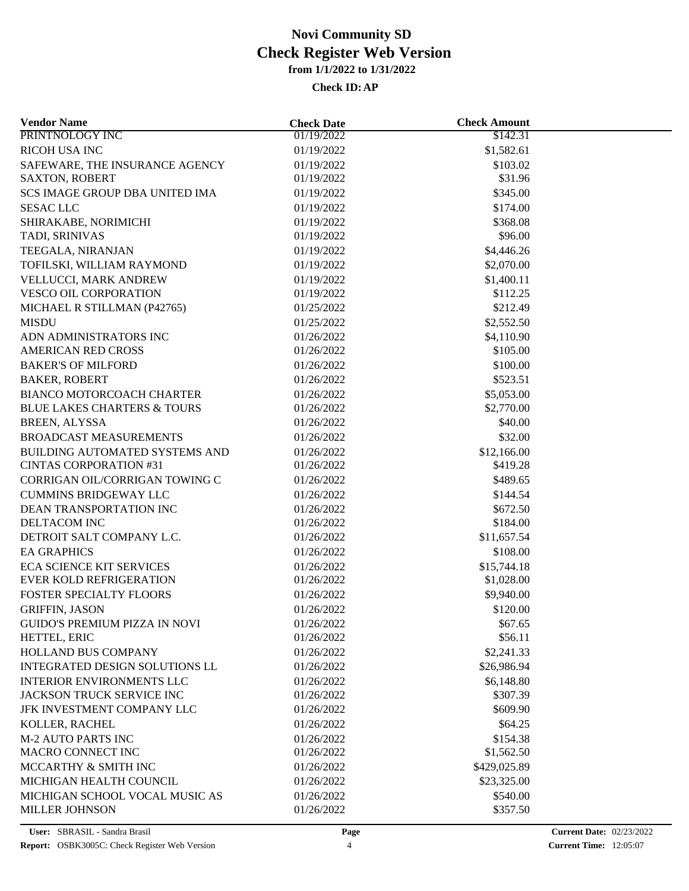# Novi Community SD
# Check Register Web Version
### from 1/1/2022 to 1/31/2022
### Check ID: AP

| Vendor Name | Check Date | Check Amount |
|---|---|---|
| PRINTNOLOGY INC | 01/19/2022 | $142.31 |
| RICOH USA INC | 01/19/2022 | $1,582.61 |
| SAFEWARE, THE INSURANCE AGENCY | 01/19/2022 | $103.02 |
| SAXTON, ROBERT | 01/19/2022 | $31.96 |
| SCS IMAGE GROUP DBA UNITED IMA | 01/19/2022 | $345.00 |
| SESAC LLC | 01/19/2022 | $174.00 |
| SHIRAKABE, NORIMICHI | 01/19/2022 | $368.08 |
| TADI, SRINIVAS | 01/19/2022 | $96.00 |
| TEEGALA, NIRANJAN | 01/19/2022 | $4,446.26 |
| TOFILSKI, WILLIAM RAYMOND | 01/19/2022 | $2,070.00 |
| VELLUCCI, MARK ANDREW | 01/19/2022 | $1,400.11 |
| VESCO OIL CORPORATION | 01/19/2022 | $112.25 |
| MICHAEL R STILLMAN (P42765) | 01/25/2022 | $212.49 |
| MISDU | 01/25/2022 | $2,552.50 |
| ADN ADMINISTRATORS INC | 01/26/2022 | $4,110.90 |
| AMERICAN RED CROSS | 01/26/2022 | $105.00 |
| BAKER'S OF MILFORD | 01/26/2022 | $100.00 |
| BAKER, ROBERT | 01/26/2022 | $523.51 |
| BIANCO MOTORCOACH CHARTER | 01/26/2022 | $5,053.00 |
| BLUE LAKES CHARTERS & TOURS | 01/26/2022 | $2,770.00 |
| BREEN, ALYSSA | 01/26/2022 | $40.00 |
| BROADCAST MEASUREMENTS | 01/26/2022 | $32.00 |
| BUILDING AUTOMATED SYSTEMS AND | 01/26/2022 | $12,166.00 |
| CINTAS CORPORATION #31 | 01/26/2022 | $419.28 |
| CORRIGAN OIL/CORRIGAN TOWING C | 01/26/2022 | $489.65 |
| CUMMINS BRIDGEWAY LLC | 01/26/2022 | $144.54 |
| DEAN TRANSPORTATION INC | 01/26/2022 | $672.50 |
| DELTACOM INC | 01/26/2022 | $184.00 |
| DETROIT SALT COMPANY L.C. | 01/26/2022 | $11,657.54 |
| EA GRAPHICS | 01/26/2022 | $108.00 |
| ECA SCIENCE KIT SERVICES | 01/26/2022 | $15,744.18 |
| EVER KOLD REFRIGERATION | 01/26/2022 | $1,028.00 |
| FOSTER SPECIALTY FLOORS | 01/26/2022 | $9,940.00 |
| GRIFFIN, JASON | 01/26/2022 | $120.00 |
| GUIDO'S PREMIUM PIZZA IN NOVI | 01/26/2022 | $67.65 |
| HETTEL, ERIC | 01/26/2022 | $56.11 |
| HOLLAND BUS COMPANY | 01/26/2022 | $2,241.33 |
| INTEGRATED DESIGN SOLUTIONS LL | 01/26/2022 | $26,986.94 |
| INTERIOR ENVIRONMENTS LLC | 01/26/2022 | $6,148.80 |
| JACKSON TRUCK SERVICE INC | 01/26/2022 | $307.39 |
| JFK INVESTMENT COMPANY LLC | 01/26/2022 | $609.90 |
| KOLLER, RACHEL | 01/26/2022 | $64.25 |
| M-2 AUTO PARTS INC | 01/26/2022 | $154.38 |
| MACRO CONNECT INC | 01/26/2022 | $1,562.50 |
| MCCARTHY & SMITH INC | 01/26/2022 | $429,025.89 |
| MICHIGAN HEALTH COUNCIL | 01/26/2022 | $23,325.00 |
| MICHIGAN SCHOOL VOCAL MUSIC AS | 01/26/2022 | $540.00 |
| MILLER JOHNSON | 01/26/2022 | $357.50 |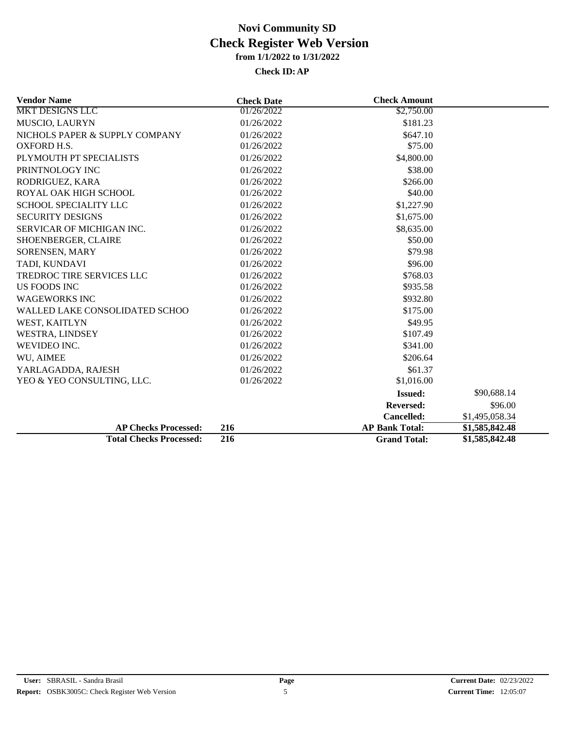# Novi Community SD

## Check Register Web Version

**from 1/1/2022 to 1/31/2022**

**Check ID: AP**

| Vendor Name | Check Date | Check Amount | |
|---|---|---|---|
| MKT DESIGNS LLC | 01/26/2022 | $2,750.00 | |
| MUSCIO, LAURYN | 01/26/2022 | $181.23 | |
| NICHOLS PAPER & SUPPLY COMPANY | 01/26/2022 | $647.10 | |
| OXFORD H.S. | 01/26/2022 | $75.00 | |
| PLYMOUTH PT SPECIALISTS | 01/26/2022 | $4,800.00 | |
| PRINTNOLOGY INC | 01/26/2022 | $38.00 | |
| RODRIGUEZ, KARA | 01/26/2022 | $266.00 | |
| ROYAL OAK HIGH SCHOOL | 01/26/2022 | $40.00 | |
| SCHOOL SPECIALITY LLC | 01/26/2022 | $1,227.90 | |
| SECURITY DESIGNS | 01/26/2022 | $1,675.00 | |
| SERVICAR OF MICHIGAN INC. | 01/26/2022 | $8,635.00 | |
| SHOENBERGER, CLAIRE | 01/26/2022 | $50.00 | |
| SORENSEN, MARY | 01/26/2022 | $79.98 | |
| TADI, KUNDAVI | 01/26/2022 | $96.00 | |
| TREDROC TIRE SERVICES LLC | 01/26/2022 | $768.03 | |
| US FOODS INC | 01/26/2022 | $935.58 | |
| WAGEWORKS INC | 01/26/2022 | $932.80 | |
| WALLED LAKE CONSOLIDATED SCHOO | 01/26/2022 | $175.00 | |
| WEST, KAITLYN | 01/26/2022 | $49.95 | |
| WESTRA, LINDSEY | 01/26/2022 | $107.49 | |
| WEVIDEO INC. | 01/26/2022 | $341.00 | |
| WU, AIMEE | 01/26/2022 | $206.64 | |
| YARLAGADDA, RAJESH | 01/26/2022 | $61.37 | |
| YEO & YEO CONSULTING, LLC. | 01/26/2022 | $1,016.00 | |
| | | **Issued:** | $90,688.14 |
| | | **Reversed:** | $96.00 |
| | | **Cancelled:** | $1,495,058.34 |
| **AP Checks Processed:** | **216** | **AP Bank Total:** | **$1,585,842.48** |
| **Total Checks Processed:** | **216** | **Grand Total:** | **$1,585,842.48** |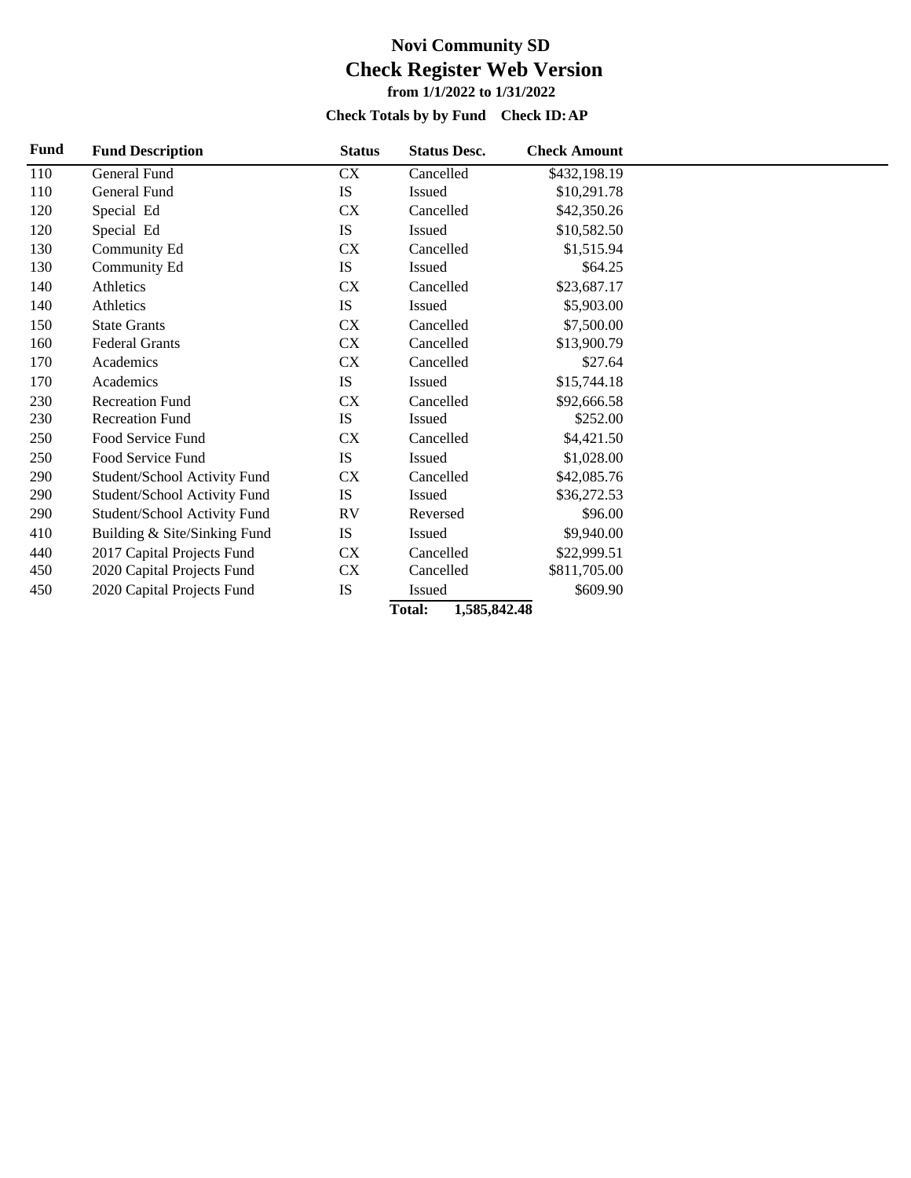# Novi Community SD

## Check Register Web Version

### from 1/1/2022 to 1/31/2022

**Check Totals by by Fund Check ID: AP**

| Fund | Fund Description | Status | Status Desc. | Check Amount |
|---|---|---|---|---|
| 110 | General Fund | CX | Cancelled | $432,198.19 |
| 110 | General Fund | IS | Issued | $10,291.78 |
| 120 | Special Ed | CX | Cancelled | $42,350.26 |
| 120 | Special Ed | IS | Issued | $10,582.50 |
| 130 | Community Ed | CX | Cancelled | $1,515.94 |
| 130 | Community Ed | IS | Issued | $64.25 |
| 140 | Athletics | CX | Cancelled | $23,687.17 |
| 140 | Athletics | IS | Issued | $5,903.00 |
| 150 | State Grants | CX | Cancelled | $7,500.00 |
| 160 | Federal Grants | CX | Cancelled | $13,900.79 |
| 170 | Academics | CX | Cancelled | $27.64 |
| 170 | Academics | IS | Issued | $15,744.18 |
| 230 | Recreation Fund | CX | Cancelled | $92,666.58 |
| 230 | Recreation Fund | IS | Issued | $252.00 |
| 250 | Food Service Fund | CX | Cancelled | $4,421.50 |
| 250 | Food Service Fund | IS | Issued | $1,028.00 |
| 290 | Student/School Activity Fund | CX | Cancelled | $42,085.76 |
| 290 | Student/School Activity Fund | IS | Issued | $36,272.53 |
| 290 | Student/School Activity Fund | RV | Reversed | $96.00 |
| 410 | Building & Site/Sinking Fund | IS | Issued | $9,940.00 |
| 440 | 2017 Capital Projects Fund | CX | Cancelled | $22,999.51 |
| 450 | 2020 Capital Projects Fund | CX | Cancelled | $811,705.00 |
| 450 | 2020 Capital Projects Fund | IS | Issued | $609.90 |
| | | | **Total:** | **1,585,842.48** |